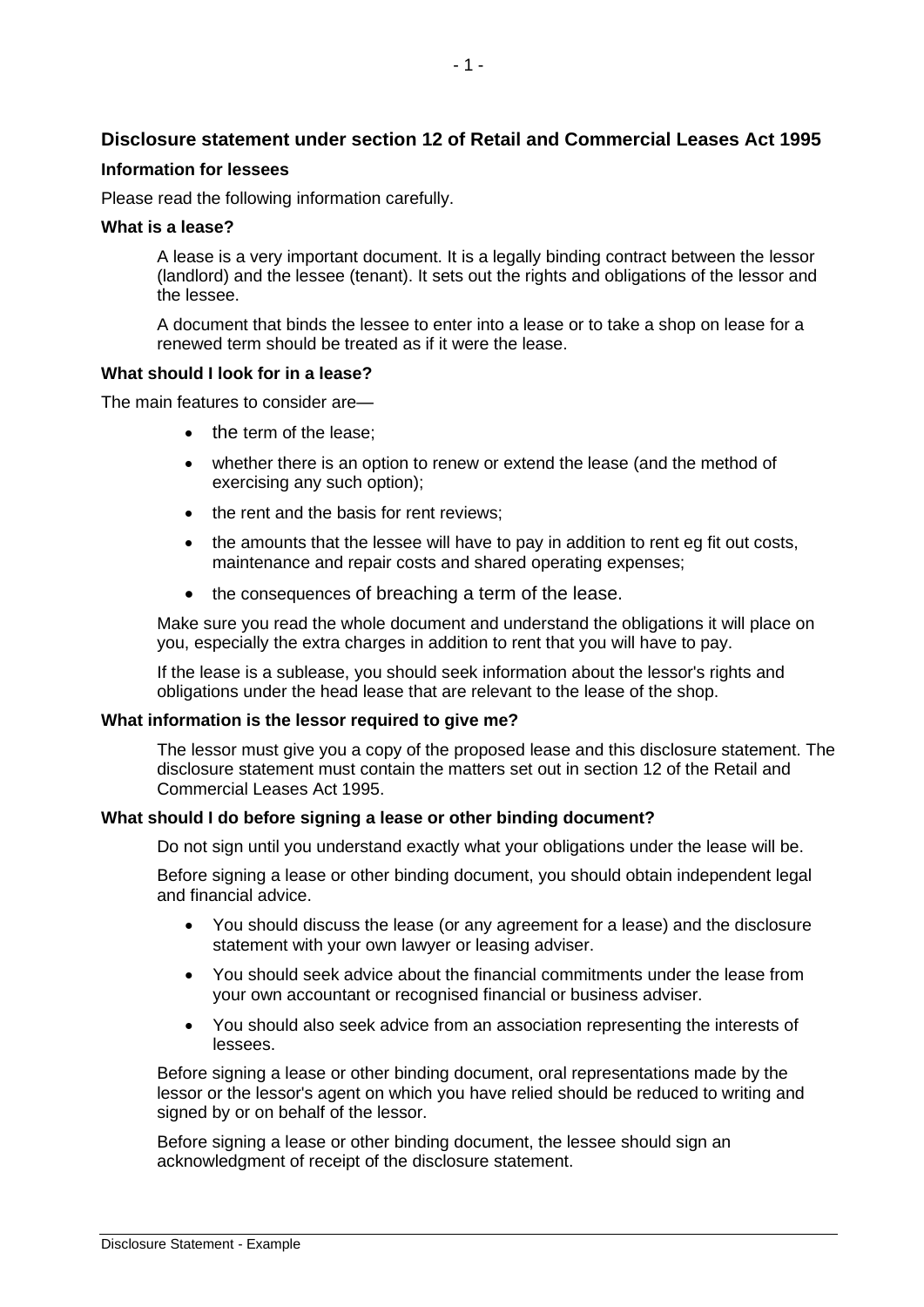## Disclosure statement under section 12 of Retail and Commercial Leases Act 1995

### Information for lessees

Please read the following information carefully.

#### What is a lease?

A lease is a very important document. It is a legally binding contract between the lessor (landlord) and the lessee (tenant). It sets out the rights and obligations of the lessor and the lessee.

A document that binds the lessee to enter into a lease or to take a shop on lease for a renewed term should be treated as if it were the lease.

#### What should I look for in a lease?

The main features to consider are—

- the term of the lease;
- whether there is an option to renew or extend the lease (and the method of exercising any such option);
- the rent and the basis for rent reviews;
- the amounts that the lessee will have to pay in addition to rent eg fit out costs, maintenance and repair costs and shared operating expenses;
- the consequences of breaching a term of the lease.

Make sure you read the whole document and understand the obligations it will place on you, especially the extra charges in addition to rent that you will have to pay.

If the lease is a sublease, you should seek information about the lessor's rights and obligations under the head lease that are relevant to the lease of the shop.

#### What information is the lessor required to give me?

The lessor must give you a copy of the proposed lease and this disclosure statement. The disclosure statement must contain the matters set out in section 12 of the Retail and Commercial Leases Act 1995.

#### What should I do before signing a lease or other binding document?

Do not sign until you understand exactly what your obligations under the lease will be.

Before signing a lease or other binding document, you should obtain independent legal and financial advice.

- You should discuss the lease (or any agreement for a lease) and the disclosure statement with your own lawyer or leasing adviser.
- You should seek advice about the financial commitments under the lease from your own accountant or recognised financial or business adviser.
- You should also seek advice from an association representing the interests of lessees.

Before signing a lease or other binding document, oral representations made by the lessor or the lessor's agent on which you have relied should be reduced to writing and signed by or on behalf of the lessor.

Before signing a lease or other binding document, the lessee should sign an acknowledgment of receipt of the disclosure statement.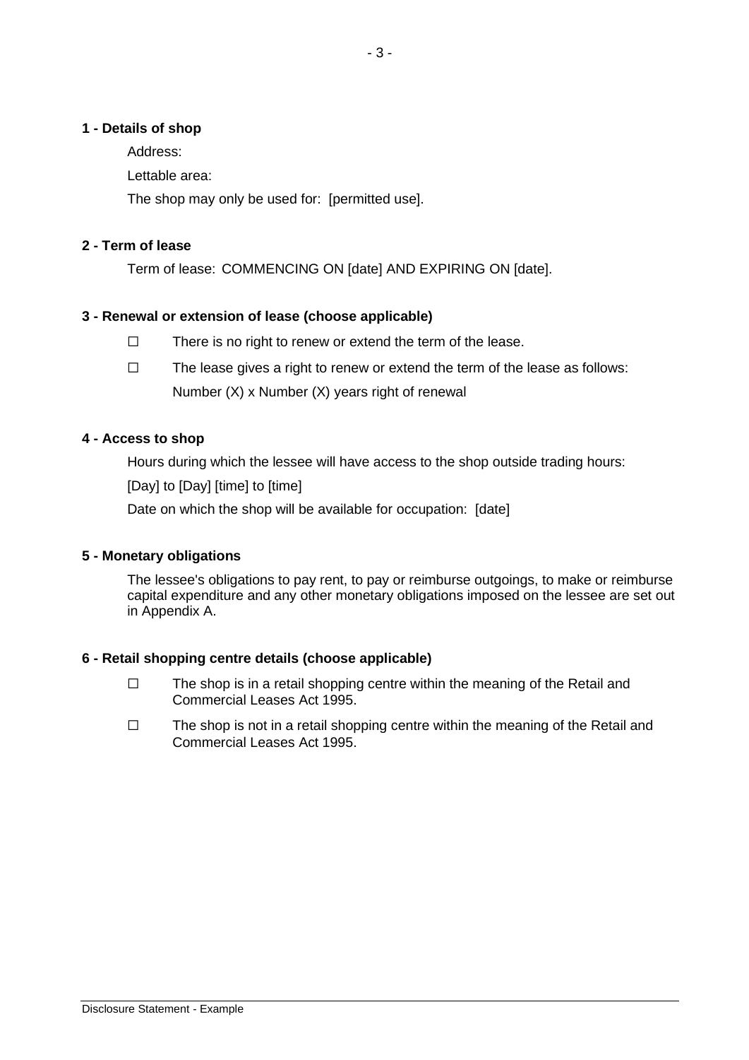**1 - Details of shop**

Address:

Lettable area:

The shop may only be used for: [permitted use].

**2 - Term of lease**

Term of lease: COMMENCING ON [date] AND EXPIRING ON [date].

**3 - Renewal or extension of lease (choose applicable)**

☐ There is no right to renew or extend the term of the lease.

☐ The lease gives a right to renew or extend the term of the lease as follows:
Number (X) x Number (X) years right of renewal

**4 - Access to shop**

Hours during which the lessee will have access to the shop outside trading hours:

[Day] to [Day] [time] to [time]

Date on which the shop will be available for occupation: [date]

**5 - Monetary obligations**

The lessee's obligations to pay rent, to pay or reimburse outgoings, to make or reimburse capital expenditure and any other monetary obligations imposed on the lessee are set out in Appendix A.

**6 - Retail shopping centre details (choose applicable)**

☐ The shop is in a retail shopping centre within the meaning of the Retail and Commercial Leases Act 1995.

☐ The shop is not in a retail shopping centre within the meaning of the Retail and Commercial Leases Act 1995.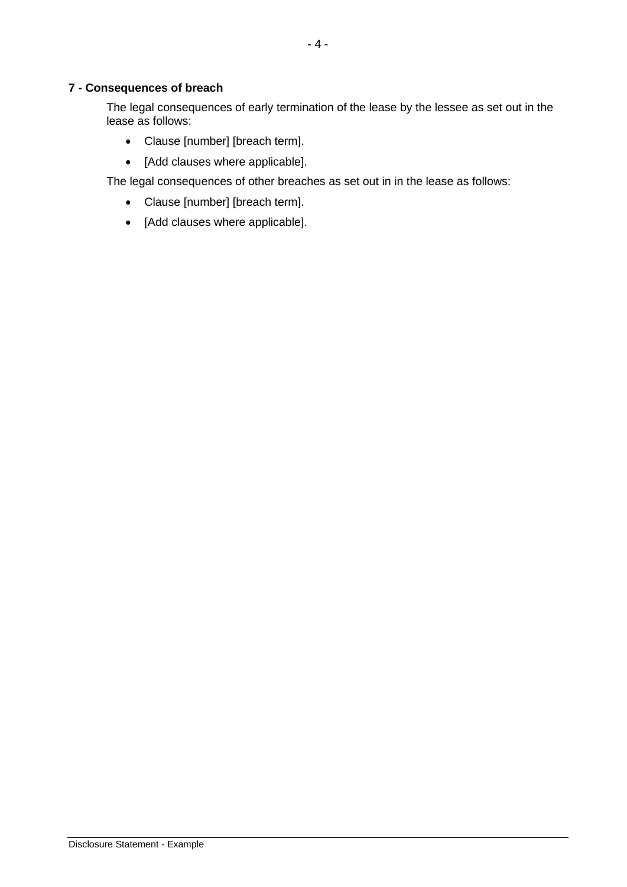### 7 - Consequences of breach

The legal consequences of early termination of the lease by the lessee as set out in the lease as follows:

- Clause [number] [breach term].
- [Add clauses where applicable].

The legal consequences of other breaches as set out in in the lease as follows:

- Clause [number] [breach term].
- [Add clauses where applicable].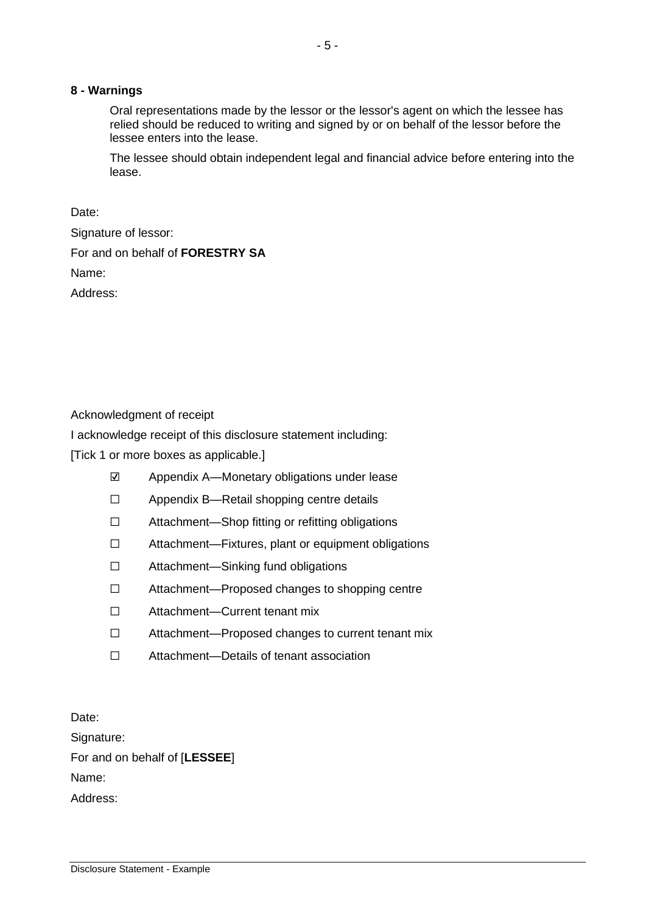## 8 - Warnings

Oral representations made by the lessor or the lessor's agent on which the lessee has relied should be reduced to writing and signed by or on behalf of the lessor before the lessee enters into the lease.

The lessee should obtain independent legal and financial advice before entering into the lease.

Date:

Signature of lessor:

For and on behalf of **FORESTRY SA**

Name:

Address:

Acknowledgment of receipt

I acknowledge receipt of this disclosure statement including:

[Tick 1 or more boxes as applicable.]

- ☑ Appendix A—Monetary obligations under lease
- ☐ Appendix B—Retail shopping centre details
- ☐ Attachment—Shop fitting or refitting obligations
- ☐ Attachment—Fixtures, plant or equipment obligations
- ☐ Attachment—Sinking fund obligations
- ☐ Attachment—Proposed changes to shopping centre
- ☐ Attachment—Current tenant mix
- ☐ Attachment—Proposed changes to current tenant mix
- ☐ Attachment—Details of tenant association

Date:

Signature:

For and on behalf of [**LESSEE**]

Name:

Address: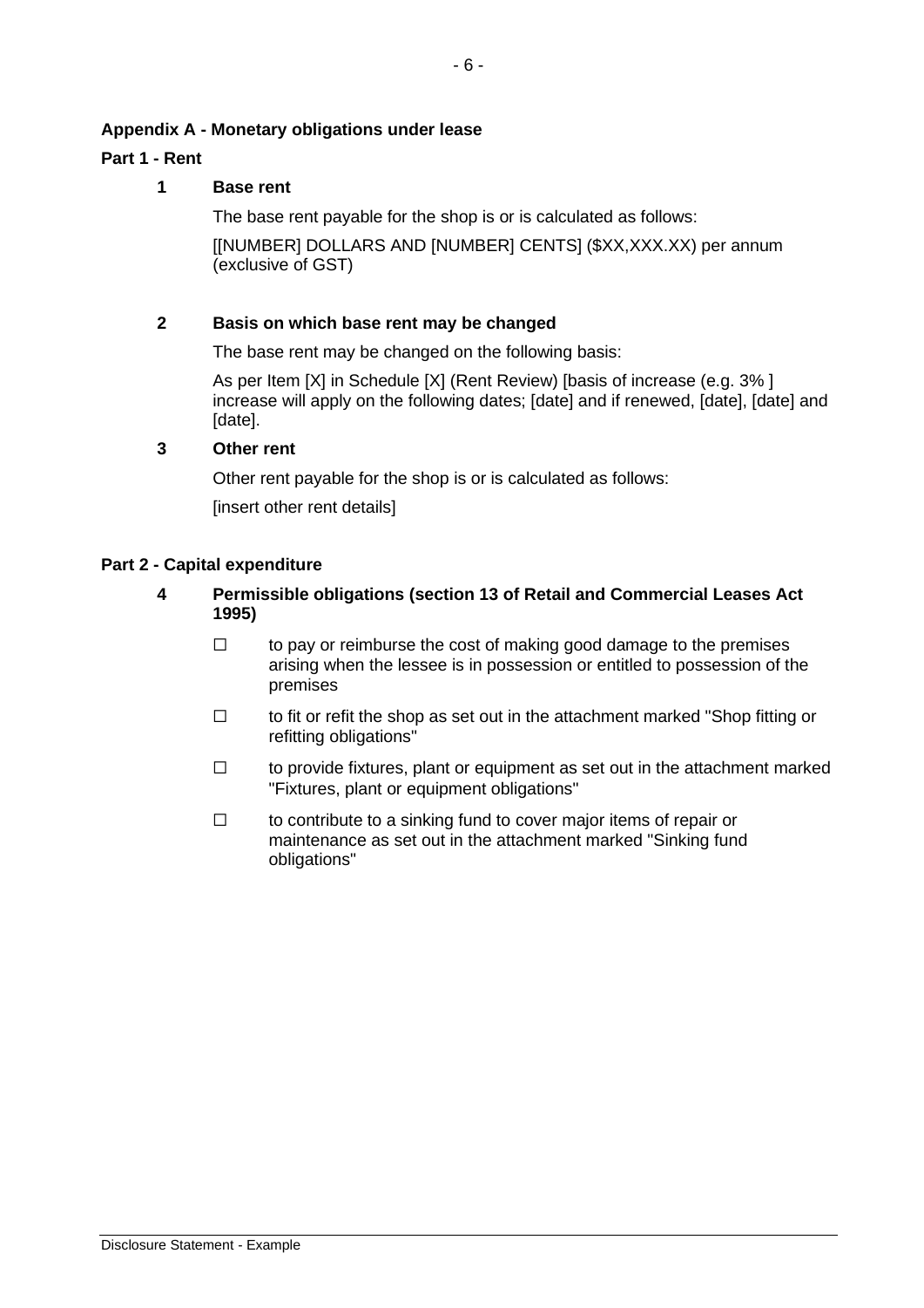**Appendix A - Monetary obligations under lease**

**Part 1 - Rent**

**1 Base rent**

The base rent payable for the shop is or is calculated as follows:

[[NUMBER] DOLLARS AND [NUMBER] CENTS] ($XX,XXX.XX) per annum (exclusive of GST)

**2 Basis on which base rent may be changed**

The base rent may be changed on the following basis:

As per Item [X] in Schedule [X] (Rent Review) [basis of increase (e.g. 3% ] increase will apply on the following dates; [date] and if renewed, [date], [date] and [date].

**3 Other rent**

Other rent payable for the shop is or is calculated as follows:

[insert other rent details]

**Part 2 - Capital expenditure**

**4 Permissible obligations (section 13 of Retail and Commercial Leases Act 1995)**

☐ to pay or reimburse the cost of making good damage to the premises arising when the lessee is in possession or entitled to possession of the premises

☐ to fit or refit the shop as set out in the attachment marked "Shop fitting or refitting obligations"

☐ to provide fixtures, plant or equipment as set out in the attachment marked "Fixtures, plant or equipment obligations"

☐ to contribute to a sinking fund to cover major items of repair or maintenance as set out in the attachment marked "Sinking fund obligations"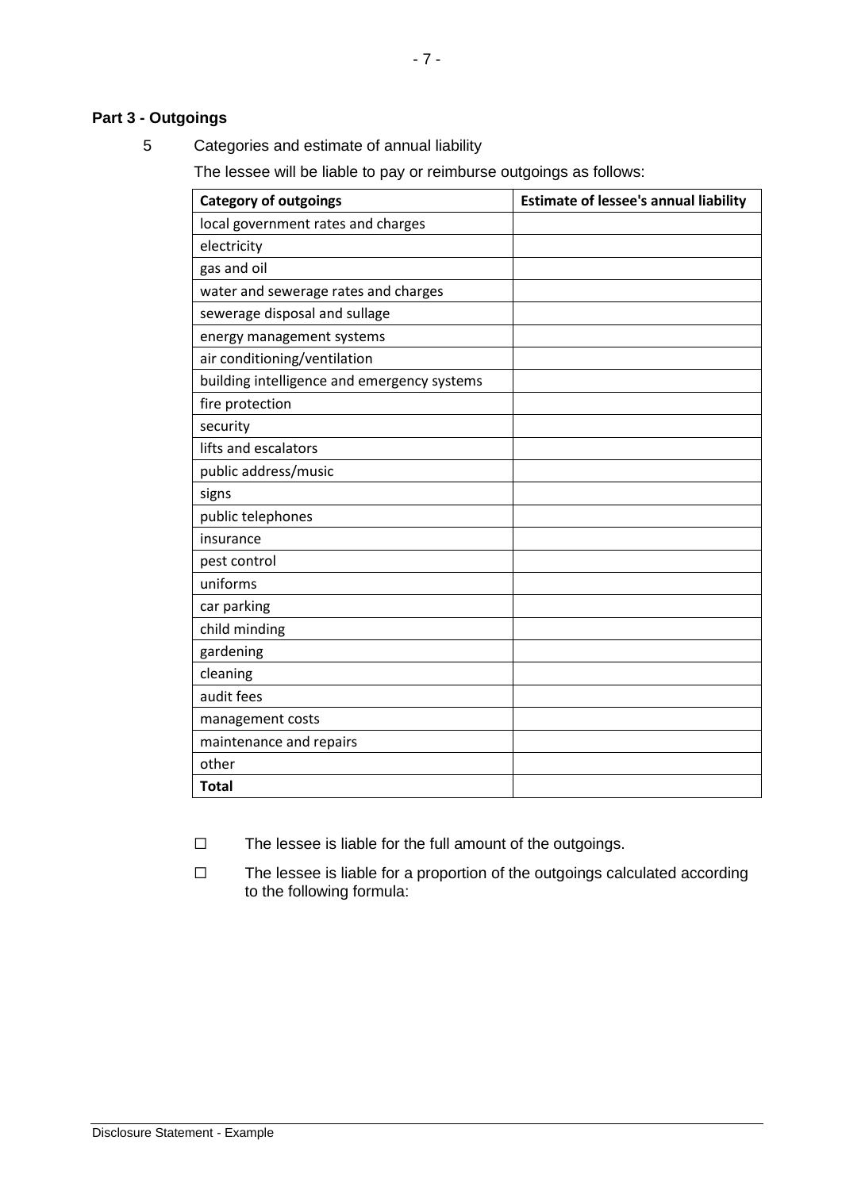## Part 3 - Outgoings

5 Categories and estimate of annual liability

The lessee will be liable to pay or reimburse outgoings as follows:

| Category of outgoings | Estimate of lessee's annual liability |
|---|---|
| local government rates and charges | |
| electricity | |
| gas and oil | |
| water and sewerage rates and charges | |
| sewerage disposal and sullage | |
| energy management systems | |
| air conditioning/ventilation | |
| building intelligence and emergency systems | |
| fire protection | |
| security | |
| lifts and escalators | |
| public address/music | |
| signs | |
| public telephones | |
| insurance | |
| pest control | |
| uniforms | |
| car parking | |
| child minding | |
| gardening | |
| cleaning | |
| audit fees | |
| management costs | |
| maintenance and repairs | |
| other | |
| **Total** | |

☐ The lessee is liable for the full amount of the outgoings.

☐ The lessee is liable for a proportion of the outgoings calculated according to the following formula: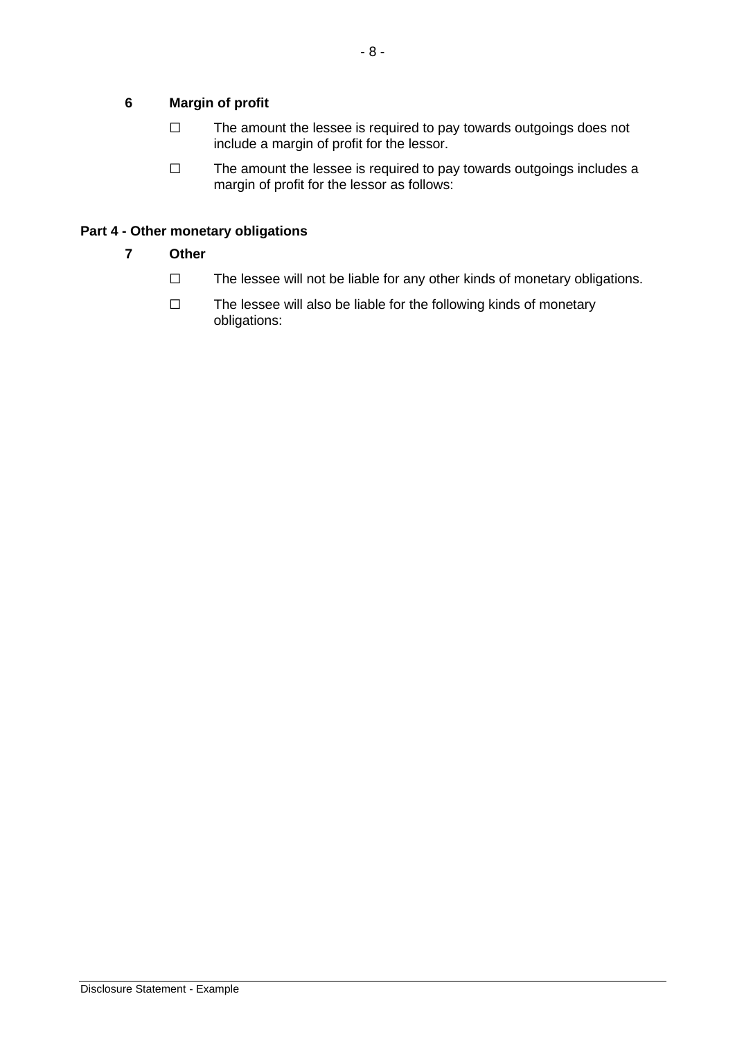### 6 Margin of profit

☐ The amount the lessee is required to pay towards outgoings does not include a margin of profit for the lessor.

☐ The amount the lessee is required to pay towards outgoings includes a margin of profit for the lessor as follows:

## Part 4 - Other monetary obligations

### 7 Other

☐ The lessee will not be liable for any other kinds of monetary obligations.

☐ The lessee will also be liable for the following kinds of monetary obligations: